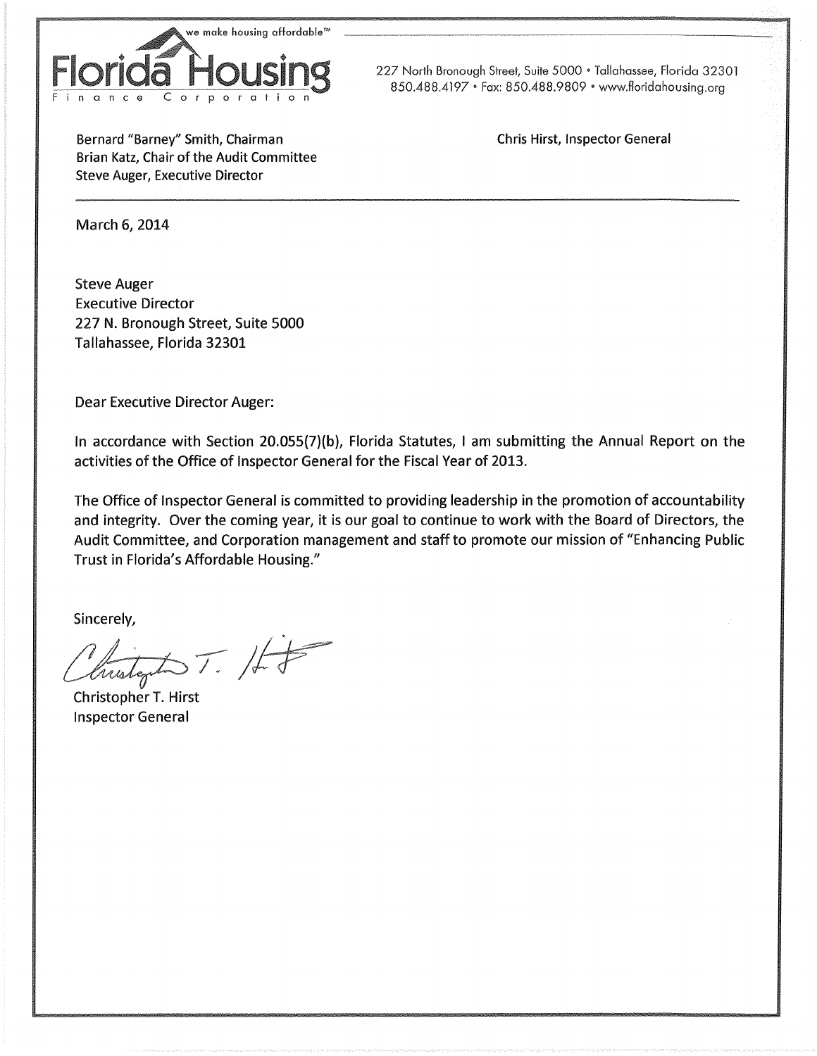we make housing affordable™

**Florida Housing**
Finance Corporation

227 North Bronough Street, Suite 5000 • Tallahassee, Florida 32301
850.488.4197 • Fax: 850.488.9809 • www.floridahousing.org

Bernard "Barney" Smith, Chairman
Brian Katz, Chair of the Audit Committee
Steve Auger, Executive Director

Chris Hirst, Inspector General

---

March 6, 2014

Steve Auger
Executive Director
227 N. Bronough Street, Suite 5000
Tallahassee, Florida 32301

Dear Executive Director Auger:

In accordance with Section 20.055(7)(b), Florida Statutes, I am submitting the Annual Report on the activities of the Office of Inspector General for the Fiscal Year of 2013.

The Office of Inspector General is committed to providing leadership in the promotion of accountability and integrity. Over the coming year, it is our goal to continue to work with the Board of Directors, the Audit Committee, and Corporation management and staff to promote our mission of "Enhancing Public Trust in Florida's Affordable Housing."

Sincerely,

Christopher T. Hirst
Inspector General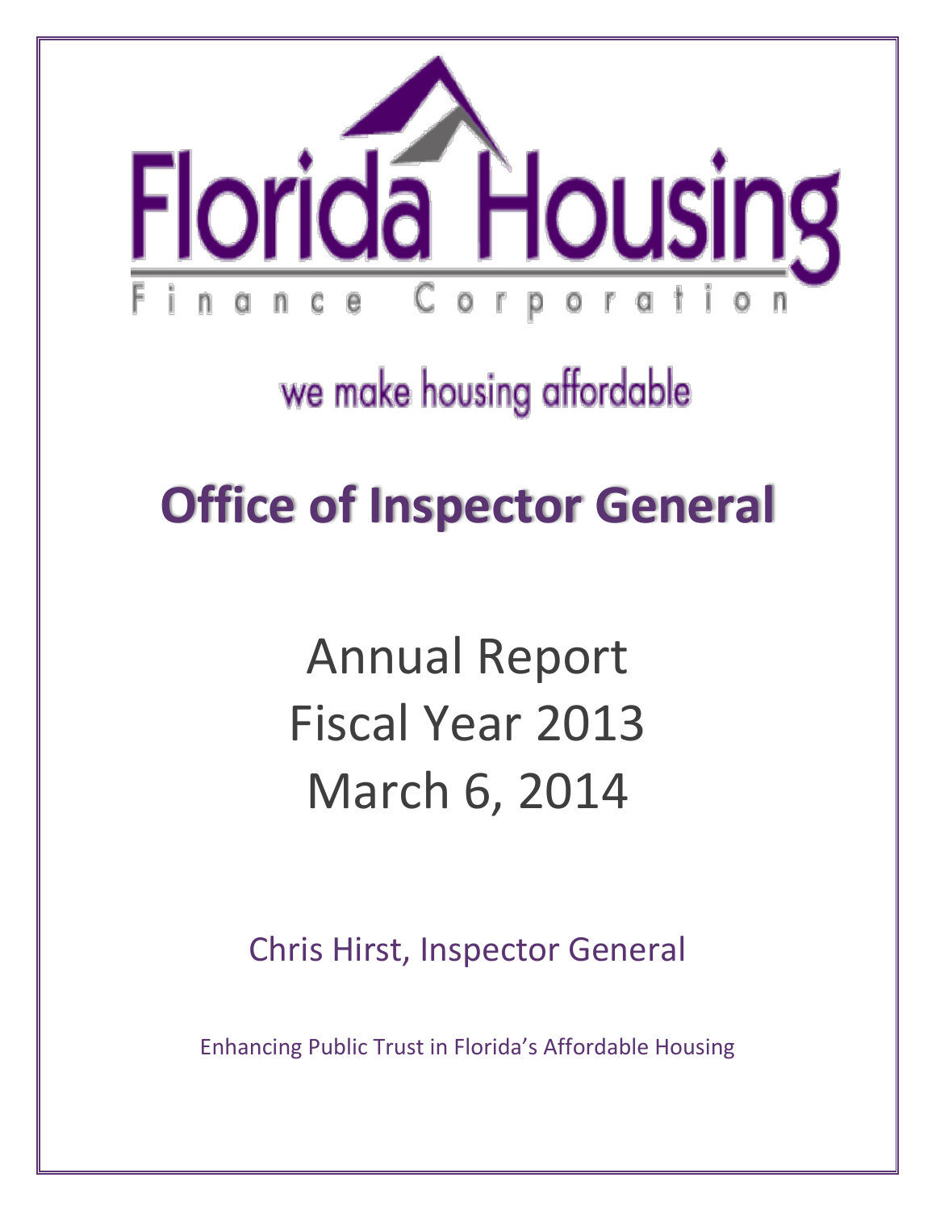# Florida Housing

Finance Corporation

we make housing affordable

# Office of Inspector General

Annual Report
Fiscal Year 2013
March 6, 2014

Chris Hirst, Inspector General

Enhancing Public Trust in Florida's Affordable Housing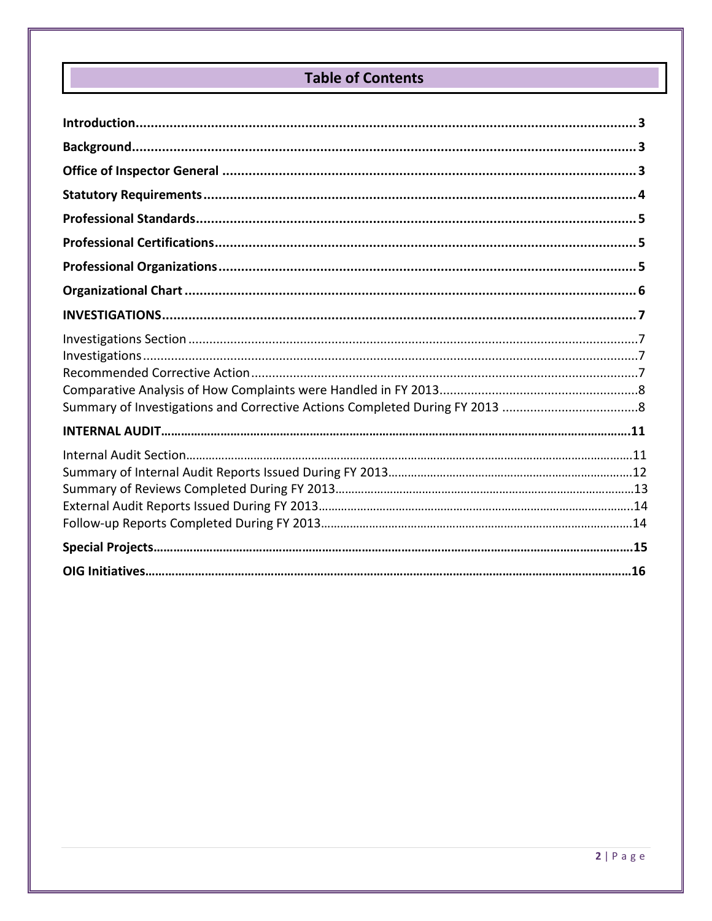# Table of Contents

**Introduction** .......................................................... **3**

**Background** .......................................................... **3**

**Office of Inspector General** .......................................................... **3**

**Statutory Requirements** .......................................................... **4**

**Professional Standards** .......................................................... **5**

**Professional Certifications** .......................................................... **5**

**Professional Organizations** .......................................................... **5**

**Organizational Chart** .......................................................... **6**

**INVESTIGATIONS** .......................................................... **7**

Investigations Section .......................................................... 7
Investigations .......................................................... 7
Recommended Corrective Action .......................................................... 7
Comparative Analysis of How Complaints were Handled in FY 2013 .......................................................... 8
Summary of Investigations and Corrective Actions Completed During FY 2013 .......................................................... 8

**INTERNAL AUDIT** .......................................................... **11**

Internal Audit Section .......................................................... 11
Summary of Internal Audit Reports Issued During FY 2013 .......................................................... 12
Summary of Reviews Completed During FY 2013 .......................................................... 13
External Audit Reports Issued During FY 2013 .......................................................... 14
Follow-up Reports Completed During FY 2013 .......................................................... 14

**Special Projects** .......................................................... **15**

**OIG Initiatives** .......................................................... **16**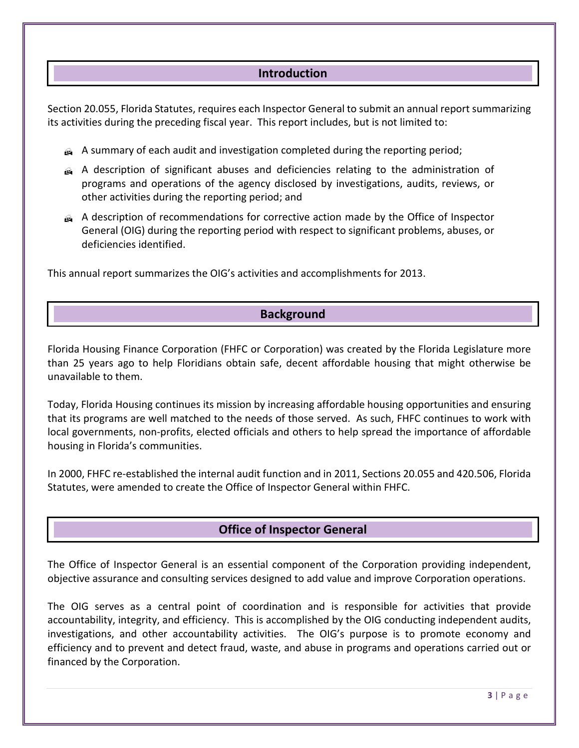## Introduction

Section 20.055, Florida Statutes, requires each Inspector General to submit an annual report summarizing its activities during the preceding fiscal year. This report includes, but is not limited to:

- A summary of each audit and investigation completed during the reporting period;
- A description of significant abuses and deficiencies relating to the administration of programs and operations of the agency disclosed by investigations, audits, reviews, or other activities during the reporting period; and
- A description of recommendations for corrective action made by the Office of Inspector General (OIG) during the reporting period with respect to significant problems, abuses, or deficiencies identified.

This annual report summarizes the OIG's activities and accomplishments for 2013.

## Background

Florida Housing Finance Corporation (FHFC or Corporation) was created by the Florida Legislature more than 25 years ago to help Floridians obtain safe, decent affordable housing that might otherwise be unavailable to them.

Today, Florida Housing continues its mission by increasing affordable housing opportunities and ensuring that its programs are well matched to the needs of those served. As such, FHFC continues to work with local governments, non-profits, elected officials and others to help spread the importance of affordable housing in Florida's communities.

In 2000, FHFC re-established the internal audit function and in 2011, Sections 20.055 and 420.506, Florida Statutes, were amended to create the Office of Inspector General within FHFC.

## Office of Inspector General

The Office of Inspector General is an essential component of the Corporation providing independent, objective assurance and consulting services designed to add value and improve Corporation operations.

The OIG serves as a central point of coordination and is responsible for activities that provide accountability, integrity, and efficiency. This is accomplished by the OIG conducting independent audits, investigations, and other accountability activities. The OIG's purpose is to promote economy and efficiency and to prevent and detect fraud, waste, and abuse in programs and operations carried out or financed by the Corporation.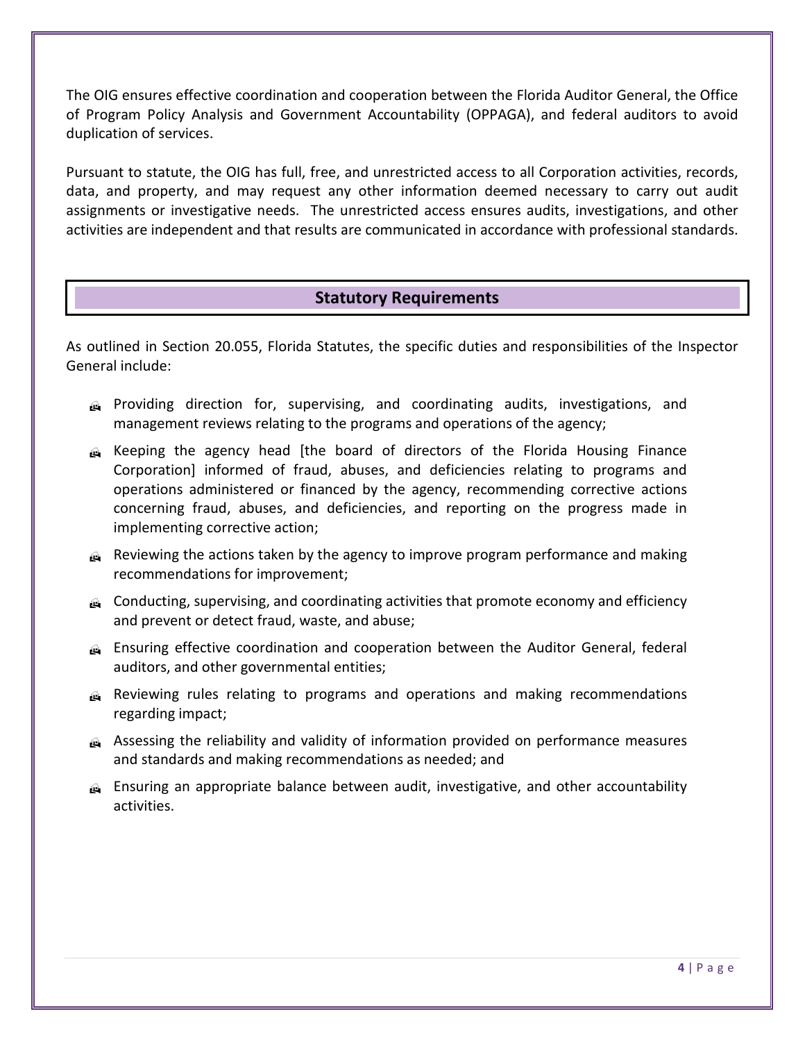The OIG ensures effective coordination and cooperation between the Florida Auditor General, the Office of Program Policy Analysis and Government Accountability (OPPAGA), and federal auditors to avoid duplication of services.

Pursuant to statute, the OIG has full, free, and unrestricted access to all Corporation activities, records, data, and property, and may request any other information deemed necessary to carry out audit assignments or investigative needs. The unrestricted access ensures audits, investigations, and other activities are independent and that results are communicated in accordance with professional standards.

## Statutory Requirements

As outlined in Section 20.055, Florida Statutes, the specific duties and responsibilities of the Inspector General include:

- Providing direction for, supervising, and coordinating audits, investigations, and management reviews relating to the programs and operations of the agency;
- Keeping the agency head [the board of directors of the Florida Housing Finance Corporation] informed of fraud, abuses, and deficiencies relating to programs and operations administered or financed by the agency, recommending corrective actions concerning fraud, abuses, and deficiencies, and reporting on the progress made in implementing corrective action;
- Reviewing the actions taken by the agency to improve program performance and making recommendations for improvement;
- Conducting, supervising, and coordinating activities that promote economy and efficiency and prevent or detect fraud, waste, and abuse;
- Ensuring effective coordination and cooperation between the Auditor General, federal auditors, and other governmental entities;
- Reviewing rules relating to programs and operations and making recommendations regarding impact;
- Assessing the reliability and validity of information provided on performance measures and standards and making recommendations as needed; and
- Ensuring an appropriate balance between audit, investigative, and other accountability activities.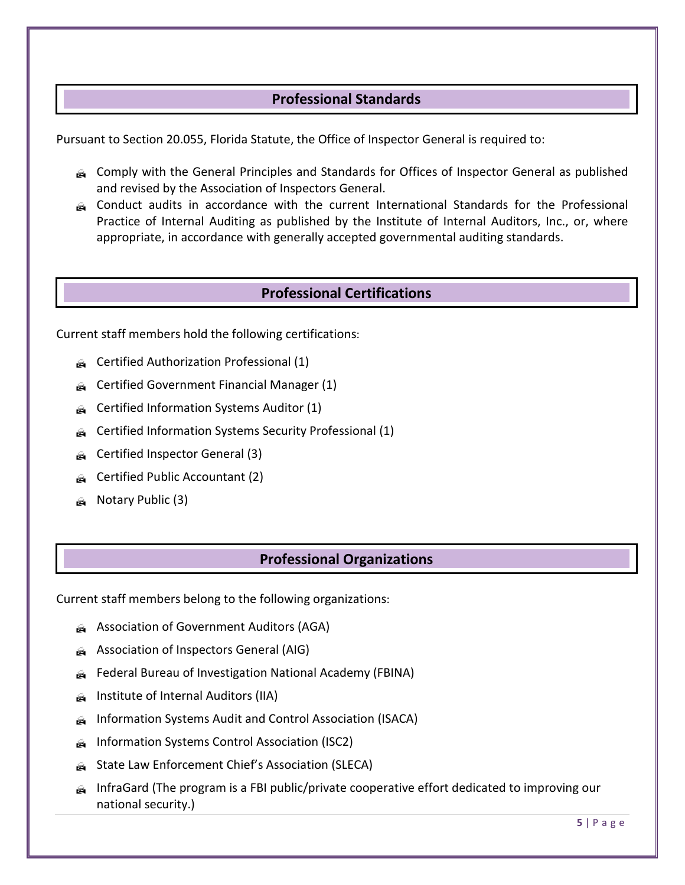## Professional Standards

Pursuant to Section 20.055, Florida Statute, the Office of Inspector General is required to:

- Comply with the General Principles and Standards for Offices of Inspector General as published and revised by the Association of Inspectors General.
- Conduct audits in accordance with the current International Standards for the Professional Practice of Internal Auditing as published by the Institute of Internal Auditors, Inc., or, where appropriate, in accordance with generally accepted governmental auditing standards.

## Professional Certifications

Current staff members hold the following certifications:

- Certified Authorization Professional (1)
- Certified Government Financial Manager (1)
- Certified Information Systems Auditor (1)
- Certified Information Systems Security Professional (1)
- Certified Inspector General (3)
- Certified Public Accountant (2)
- Notary Public (3)

## Professional Organizations

Current staff members belong to the following organizations:

- Association of Government Auditors (AGA)
- Association of Inspectors General (AIG)
- Federal Bureau of Investigation National Academy (FBINA)
- Institute of Internal Auditors (IIA)
- Information Systems Audit and Control Association (ISACA)
- Information Systems Control Association (ISC2)
- State Law Enforcement Chief's Association (SLECA)
- InfraGard (The program is a FBI public/private cooperative effort dedicated to improving our national security.)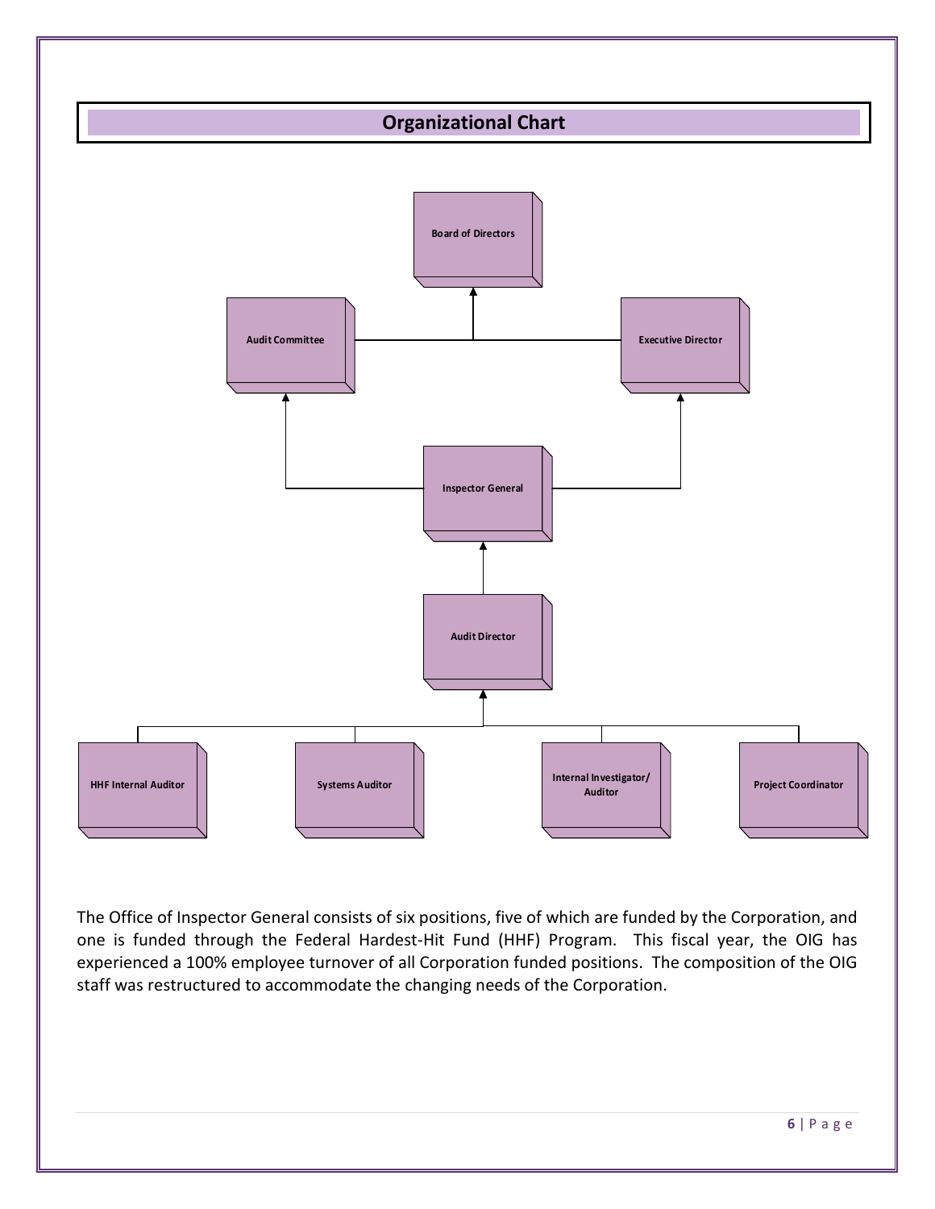## Organizational Chart

Board of Directors

Audit Committee

Executive Director

Inspector General

Audit Director

HHF Internal Auditor

Systems Auditor

Internal Investigator/ Auditor

Project Coordinator

The Office of Inspector General consists of six positions, five of which are funded by the Corporation, and one is funded through the Federal Hardest-Hit Fund (HHF) Program. This fiscal year, the OIG has experienced a 100% employee turnover of all Corporation funded positions. The composition of the OIG staff was restructured to accommodate the changing needs of the Corporation.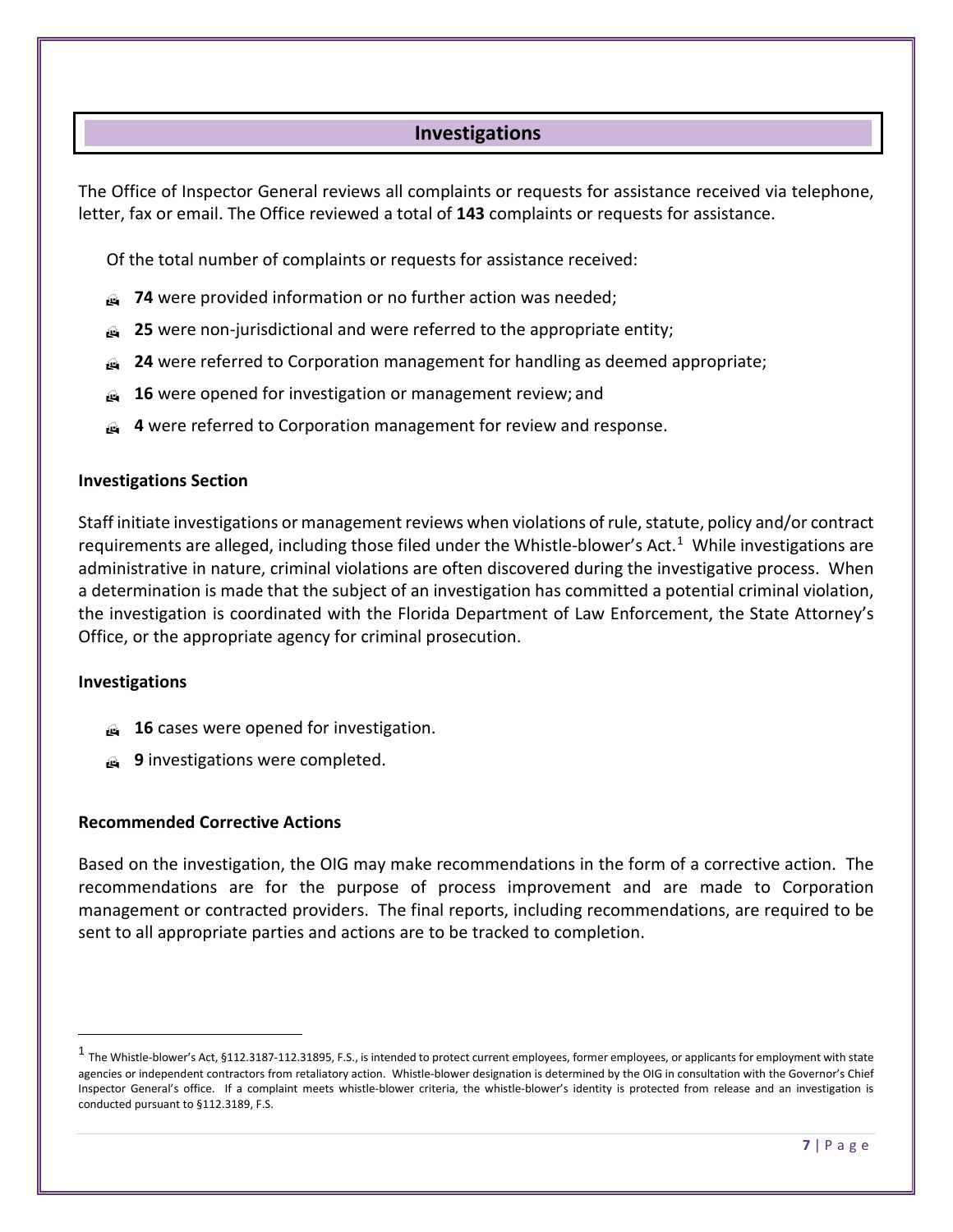## Investigations

The Office of Inspector General reviews all complaints or requests for assistance received via telephone, letter, fax or email. The Office reviewed a total of **143** complaints or requests for assistance.

Of the total number of complaints or requests for assistance received:

- **74** were provided information or no further action was needed;
- **25** were non-jurisdictional and were referred to the appropriate entity;
- **24** were referred to Corporation management for handling as deemed appropriate;
- **16** were opened for investigation or management review; and
- **4** were referred to Corporation management for review and response.

**Investigations Section**

Staff initiate investigations or management reviews when violations of rule, statute, policy and/or contract requirements are alleged, including those filed under the Whistle-blower's Act.[1] While investigations are administrative in nature, criminal violations are often discovered during the investigative process. When a determination is made that the subject of an investigation has committed a potential criminal violation, the investigation is coordinated with the Florida Department of Law Enforcement, the State Attorney's Office, or the appropriate agency for criminal prosecution.

**Investigations**

- **16** cases were opened for investigation.
- **9** investigations were completed.

**Recommended Corrective Actions**

Based on the investigation, the OIG may make recommendations in the form of a corrective action. The recommendations are for the purpose of process improvement and are made to Corporation management or contracted providers. The final reports, including recommendations, are required to be sent to all appropriate parties and actions are to be tracked to completion.

---

[1] The Whistle-blower's Act, §112.3187-112.31895, F.S., is intended to protect current employees, former employees, or applicants for employment with state agencies or independent contractors from retaliatory action. Whistle-blower designation is determined by the OIG in consultation with the Governor's Chief Inspector General's office. If a complaint meets whistle-blower criteria, the whistle-blower's identity is protected from release and an investigation is conducted pursuant to §112.3189, F.S.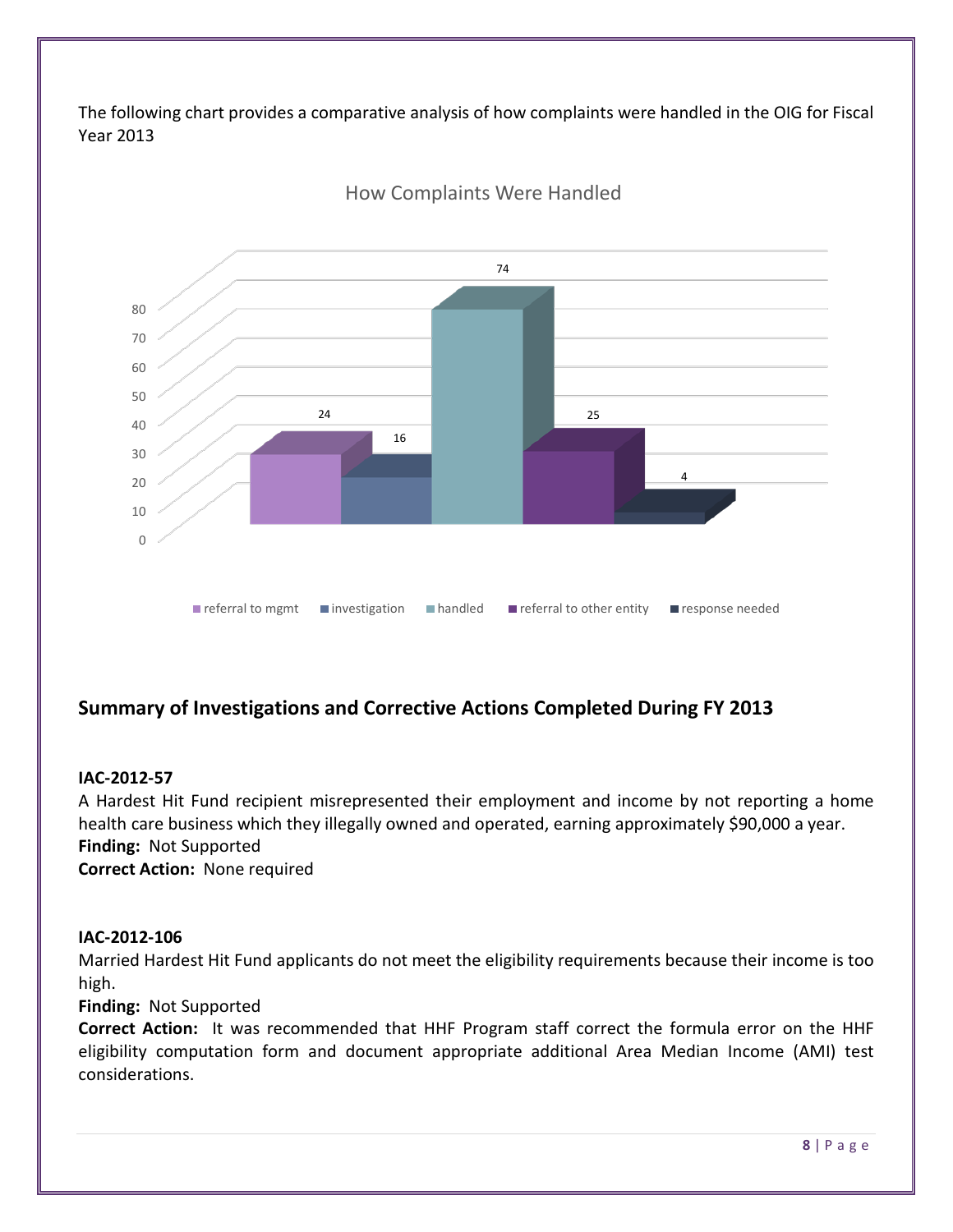The following chart provides a comparative analysis of how complaints were handled in the OIG for Fiscal Year 2013

**How Complaints Were Handled**

| Category | Count |
| --- | --- |
| referral to mgmt | 24 |
| investigation | 16 |
| handled | 74 |
| referral to other entity | 25 |
| response needed | 4 |

## Summary of Investigations and Corrective Actions Completed During FY 2013

### IAC-2012-57

A Hardest Hit Fund recipient misrepresented their employment and income by not reporting a home health care business which they illegally owned and operated, earning approximately $90,000 a year.

**Finding:** Not Supported

**Correct Action:** None required

### IAC-2012-106

Married Hardest Hit Fund applicants do not meet the eligibility requirements because their income is too high.

**Finding:** Not Supported

**Correct Action:** It was recommended that HHF Program staff correct the formula error on the HHF eligibility computation form and document appropriate additional Area Median Income (AMI) test considerations.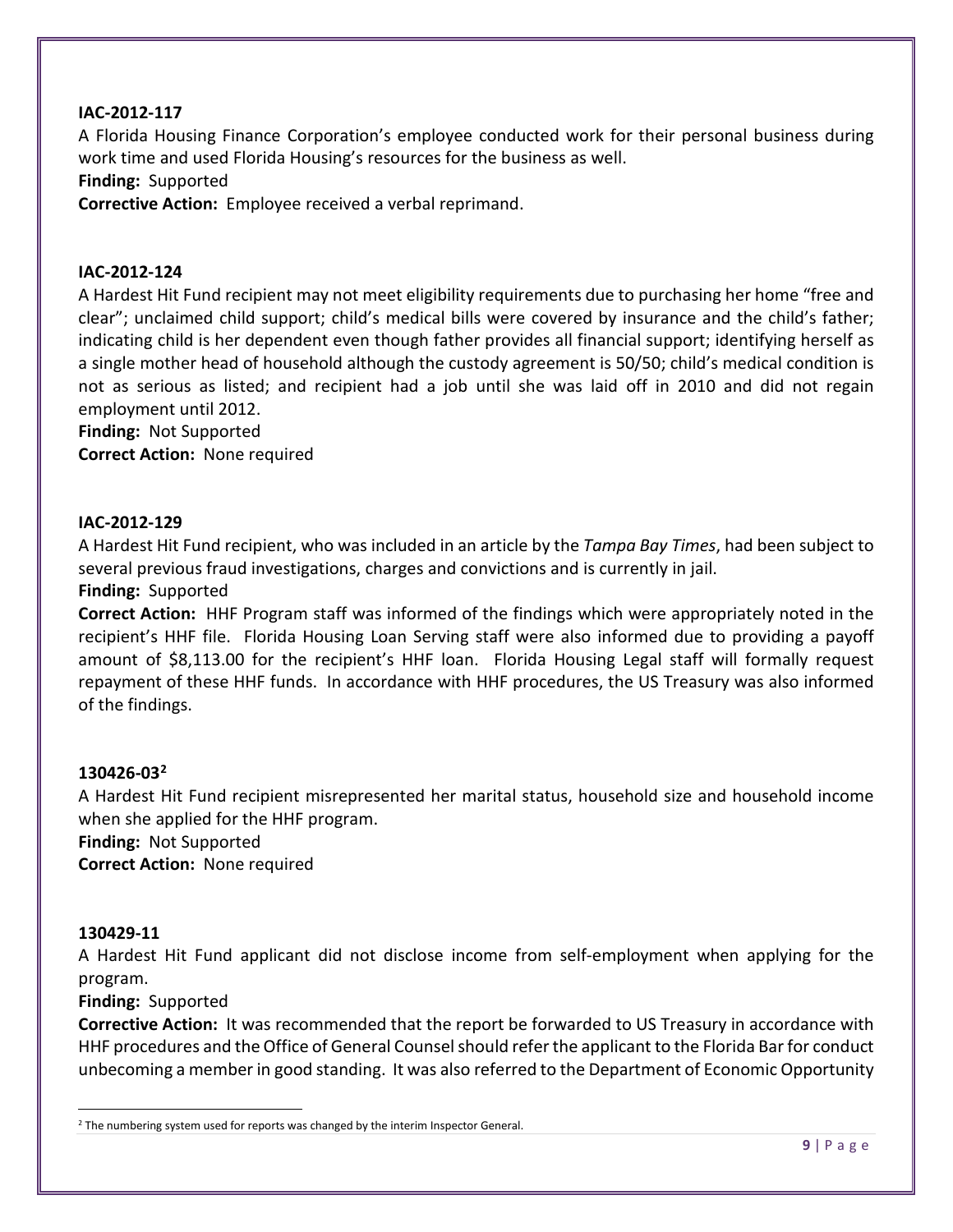**IAC-2012-117**

A Florida Housing Finance Corporation's employee conducted work for their personal business during work time and used Florida Housing's resources for the business as well.

**Finding:** Supported

**Corrective Action:** Employee received a verbal reprimand.

**IAC-2012-124**

A Hardest Hit Fund recipient may not meet eligibility requirements due to purchasing her home "free and clear"; unclaimed child support; child's medical bills were covered by insurance and the child's father; indicating child is her dependent even though father provides all financial support; identifying herself as a single mother head of household although the custody agreement is 50/50; child's medical condition is not as serious as listed; and recipient had a job until she was laid off in 2010 and did not regain employment until 2012.

**Finding:** Not Supported

**Correct Action:** None required

**IAC-2012-129**

A Hardest Hit Fund recipient, who was included in an article by the *Tampa Bay Times*, had been subject to several previous fraud investigations, charges and convictions and is currently in jail.

**Finding:** Supported

**Correct Action:** HHF Program staff was informed of the findings which were appropriately noted in the recipient's HHF file. Florida Housing Loan Serving staff were also informed due to providing a payoff amount of $8,113.00 for the recipient's HHF loan. Florida Housing Legal staff will formally request repayment of these HHF funds. In accordance with HHF procedures, the US Treasury was also informed of the findings.

**130426-03[2]**

A Hardest Hit Fund recipient misrepresented her marital status, household size and household income when she applied for the HHF program.

**Finding:** Not Supported

**Correct Action:** None required

**130429-11**

A Hardest Hit Fund applicant did not disclose income from self-employment when applying for the program.

**Finding:** Supported

**Corrective Action:** It was recommended that the report be forwarded to US Treasury in accordance with HHF procedures and the Office of General Counsel should refer the applicant to the Florida Bar for conduct unbecoming a member in good standing. It was also referred to the Department of Economic Opportunity

[2] The numbering system used for reports was changed by the interim Inspector General.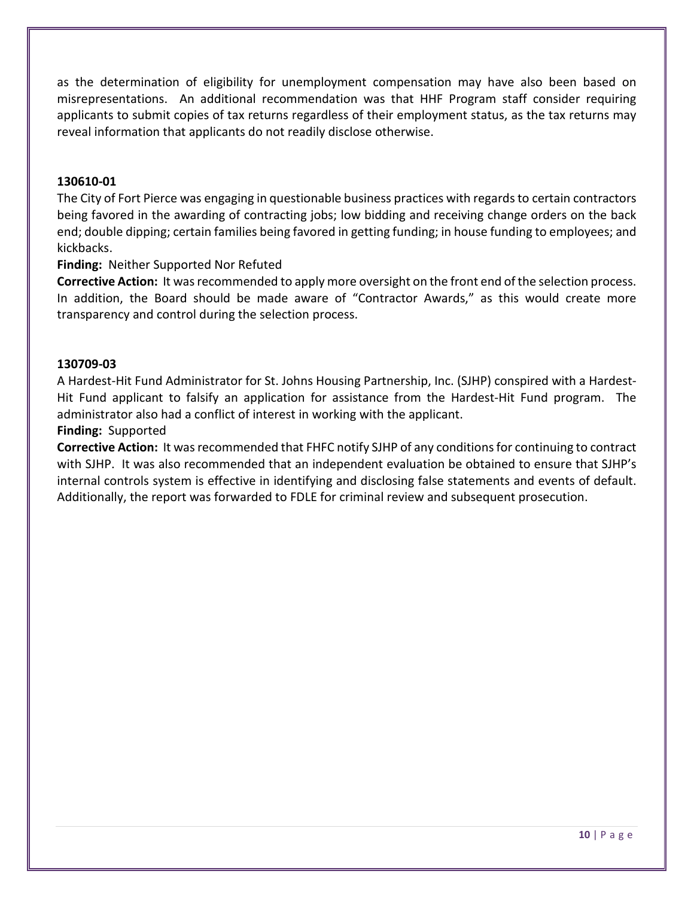as the determination of eligibility for unemployment compensation may have also been based on misrepresentations. An additional recommendation was that HHF Program staff consider requiring applicants to submit copies of tax returns regardless of their employment status, as the tax returns may reveal information that applicants do not readily disclose otherwise.

**130610-01**

The City of Fort Pierce was engaging in questionable business practices with regards to certain contractors being favored in the awarding of contracting jobs; low bidding and receiving change orders on the back end; double dipping; certain families being favored in getting funding; in house funding to employees; and kickbacks.

**Finding:** Neither Supported Nor Refuted

**Corrective Action:** It was recommended to apply more oversight on the front end of the selection process. In addition, the Board should be made aware of "Contractor Awards," as this would create more transparency and control during the selection process.

**130709-03**

A Hardest-Hit Fund Administrator for St. Johns Housing Partnership, Inc. (SJHP) conspired with a Hardest-Hit Fund applicant to falsify an application for assistance from the Hardest-Hit Fund program. The administrator also had a conflict of interest in working with the applicant.

**Finding:** Supported

**Corrective Action:** It was recommended that FHFC notify SJHP of any conditions for continuing to contract with SJHP. It was also recommended that an independent evaluation be obtained to ensure that SJHP's internal controls system is effective in identifying and disclosing false statements and events of default. Additionally, the report was forwarded to FDLE for criminal review and subsequent prosecution.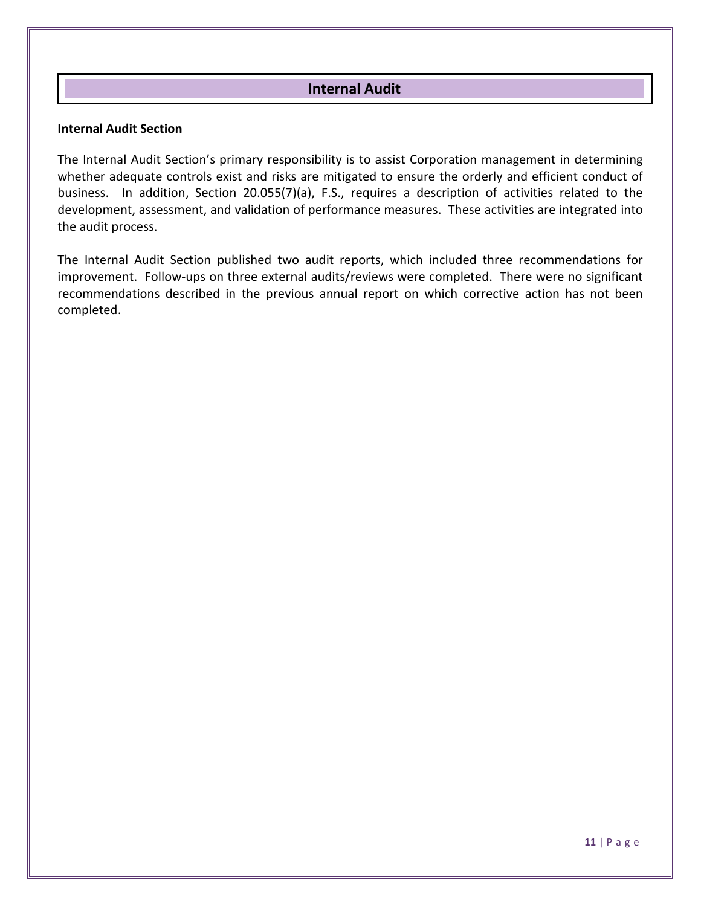# Internal Audit

**Internal Audit Section**

The Internal Audit Section's primary responsibility is to assist Corporation management in determining whether adequate controls exist and risks are mitigated to ensure the orderly and efficient conduct of business. In addition, Section 20.055(7)(a), F.S., requires a description of activities related to the development, assessment, and validation of performance measures. These activities are integrated into the audit process.

The Internal Audit Section published two audit reports, which included three recommendations for improvement. Follow-ups on three external audits/reviews were completed. There were no significant recommendations described in the previous annual report on which corrective action has not been completed.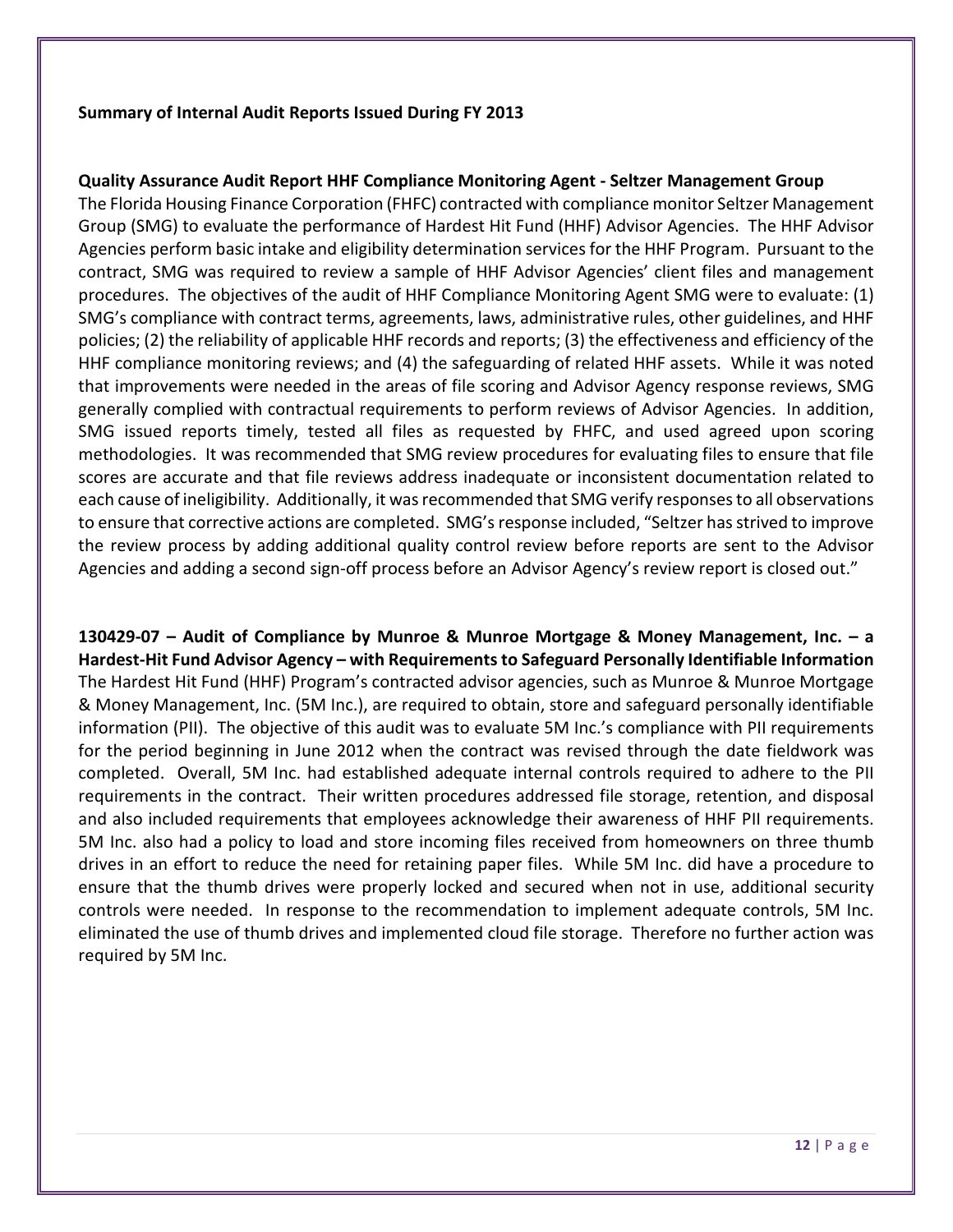**Summary of Internal Audit Reports Issued During FY 2013**

**Quality Assurance Audit Report HHF Compliance Monitoring Agent - Seltzer Management Group**

The Florida Housing Finance Corporation (FHFC) contracted with compliance monitor Seltzer Management Group (SMG) to evaluate the performance of Hardest Hit Fund (HHF) Advisor Agencies. The HHF Advisor Agencies perform basic intake and eligibility determination services for the HHF Program. Pursuant to the contract, SMG was required to review a sample of HHF Advisor Agencies' client files and management procedures. The objectives of the audit of HHF Compliance Monitoring Agent SMG were to evaluate: (1) SMG's compliance with contract terms, agreements, laws, administrative rules, other guidelines, and HHF policies; (2) the reliability of applicable HHF records and reports; (3) the effectiveness and efficiency of the HHF compliance monitoring reviews; and (4) the safeguarding of related HHF assets. While it was noted that improvements were needed in the areas of file scoring and Advisor Agency response reviews, SMG generally complied with contractual requirements to perform reviews of Advisor Agencies. In addition, SMG issued reports timely, tested all files as requested by FHFC, and used agreed upon scoring methodologies. It was recommended that SMG review procedures for evaluating files to ensure that file scores are accurate and that file reviews address inadequate or inconsistent documentation related to each cause of ineligibility. Additionally, it was recommended that SMG verify responses to all observations to ensure that corrective actions are completed. SMG's response included, "Seltzer has strived to improve the review process by adding additional quality control review before reports are sent to the Advisor Agencies and adding a second sign-off process before an Advisor Agency's review report is closed out."

**130429-07 – Audit of Compliance by Munroe & Munroe Mortgage & Money Management, Inc. – a Hardest-Hit Fund Advisor Agency – with Requirements to Safeguard Personally Identifiable Information**

The Hardest Hit Fund (HHF) Program's contracted advisor agencies, such as Munroe & Munroe Mortgage & Money Management, Inc. (5M Inc.), are required to obtain, store and safeguard personally identifiable information (PII). The objective of this audit was to evaluate 5M Inc.'s compliance with PII requirements for the period beginning in June 2012 when the contract was revised through the date fieldwork was completed. Overall, 5M Inc. had established adequate internal controls required to adhere to the PII requirements in the contract. Their written procedures addressed file storage, retention, and disposal and also included requirements that employees acknowledge their awareness of HHF PII requirements. 5M Inc. also had a policy to load and store incoming files received from homeowners on three thumb drives in an effort to reduce the need for retaining paper files. While 5M Inc. did have a procedure to ensure that the thumb drives were properly locked and secured when not in use, additional security controls were needed. In response to the recommendation to implement adequate controls, 5M Inc. eliminated the use of thumb drives and implemented cloud file storage. Therefore no further action was required by 5M Inc.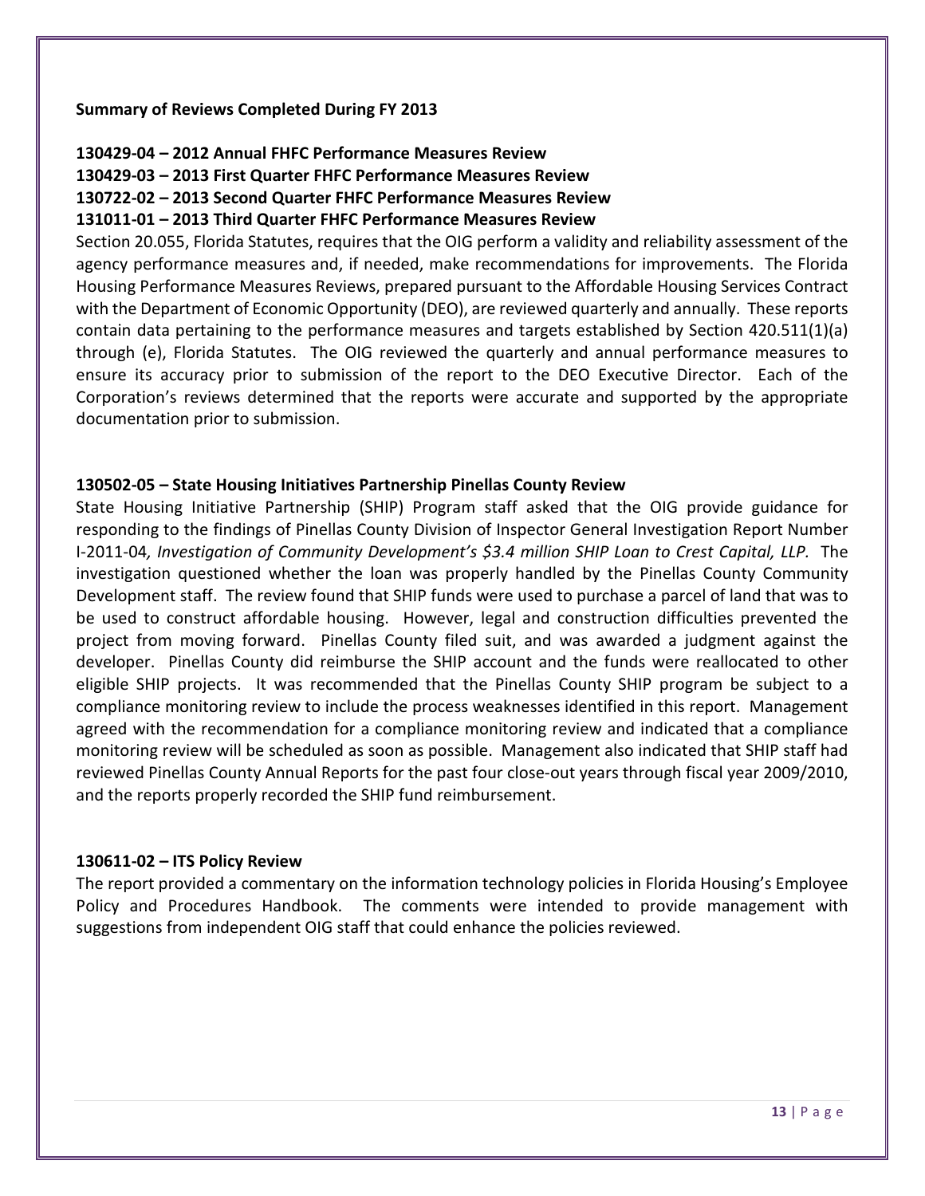**Summary of Reviews Completed During FY 2013**

**130429-04 – 2012 Annual FHFC Performance Measures Review**
**130429-03 – 2013 First Quarter FHFC Performance Measures Review**
**130722-02 – 2013 Second Quarter FHFC Performance Measures Review**
**131011-01 – 2013 Third Quarter FHFC Performance Measures Review**

Section 20.055, Florida Statutes, requires that the OIG perform a validity and reliability assessment of the agency performance measures and, if needed, make recommendations for improvements. The Florida Housing Performance Measures Reviews, prepared pursuant to the Affordable Housing Services Contract with the Department of Economic Opportunity (DEO), are reviewed quarterly and annually. These reports contain data pertaining to the performance measures and targets established by Section 420.511(1)(a) through (e), Florida Statutes. The OIG reviewed the quarterly and annual performance measures to ensure its accuracy prior to submission of the report to the DEO Executive Director. Each of the Corporation's reviews determined that the reports were accurate and supported by the appropriate documentation prior to submission.

**130502-05 – State Housing Initiatives Partnership Pinellas County Review**

State Housing Initiative Partnership (SHIP) Program staff asked that the OIG provide guidance for responding to the findings of Pinellas County Division of Inspector General Investigation Report Number I-2011-04*, Investigation of Community Development's $3.4 million SHIP Loan to Crest Capital, LLP.* The investigation questioned whether the loan was properly handled by the Pinellas County Community Development staff. The review found that SHIP funds were used to purchase a parcel of land that was to be used to construct affordable housing. However, legal and construction difficulties prevented the project from moving forward. Pinellas County filed suit, and was awarded a judgment against the developer. Pinellas County did reimburse the SHIP account and the funds were reallocated to other eligible SHIP projects. It was recommended that the Pinellas County SHIP program be subject to a compliance monitoring review to include the process weaknesses identified in this report. Management agreed with the recommendation for a compliance monitoring review and indicated that a compliance monitoring review will be scheduled as soon as possible. Management also indicated that SHIP staff had reviewed Pinellas County Annual Reports for the past four close-out years through fiscal year 2009/2010, and the reports properly recorded the SHIP fund reimbursement.

**130611-02 – ITS Policy Review**

The report provided a commentary on the information technology policies in Florida Housing's Employee Policy and Procedures Handbook. The comments were intended to provide management with suggestions from independent OIG staff that could enhance the policies reviewed.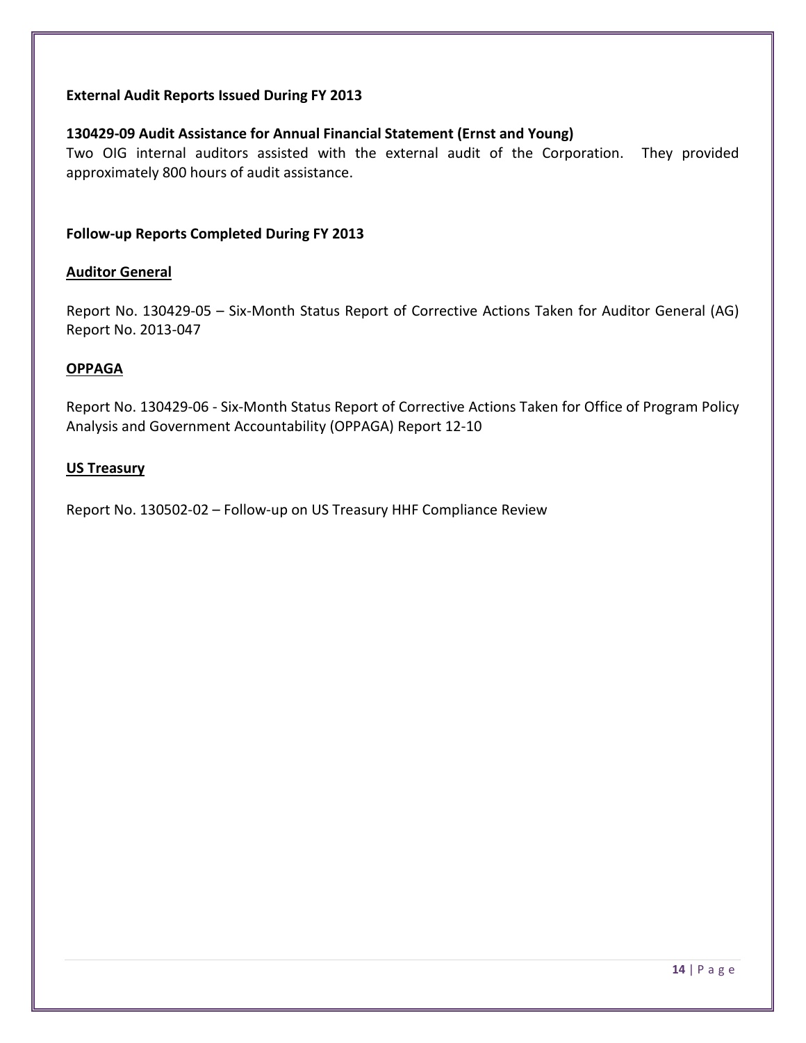## External Audit Reports Issued During FY 2013

### 130429-09 Audit Assistance for Annual Financial Statement (Ernst and Young)

Two OIG internal auditors assisted with the external audit of the Corporation. They provided approximately 800 hours of audit assistance.

## Follow-up Reports Completed During FY 2013

### Auditor General

Report No. 130429-05 – Six-Month Status Report of Corrective Actions Taken for Auditor General (AG) Report No. 2013-047

### OPPAGA

Report No. 130429-06 - Six-Month Status Report of Corrective Actions Taken for Office of Program Policy Analysis and Government Accountability (OPPAGA) Report 12-10

### US Treasury

Report No. 130502-02 – Follow-up on US Treasury HHF Compliance Review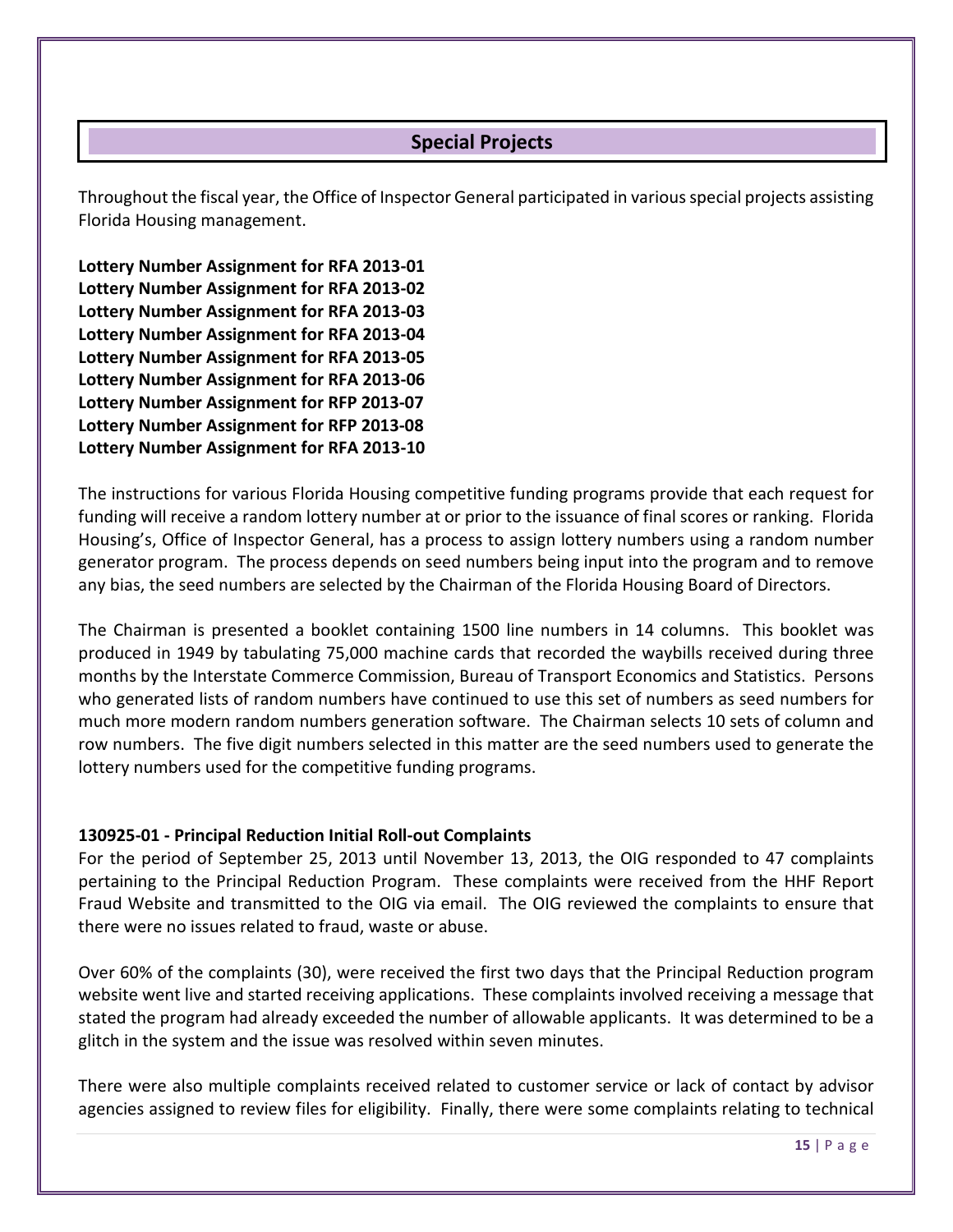## Special Projects

Throughout the fiscal year, the Office of Inspector General participated in various special projects assisting Florida Housing management.

**Lottery Number Assignment for RFA 2013-01**
**Lottery Number Assignment for RFA 2013-02**
**Lottery Number Assignment for RFA 2013-03**
**Lottery Number Assignment for RFA 2013-04**
**Lottery Number Assignment for RFA 2013-05**
**Lottery Number Assignment for RFA 2013-06**
**Lottery Number Assignment for RFP 2013-07**
**Lottery Number Assignment for RFP 2013-08**
**Lottery Number Assignment for RFA 2013-10**

The instructions for various Florida Housing competitive funding programs provide that each request for funding will receive a random lottery number at or prior to the issuance of final scores or ranking. Florida Housing's, Office of Inspector General, has a process to assign lottery numbers using a random number generator program. The process depends on seed numbers being input into the program and to remove any bias, the seed numbers are selected by the Chairman of the Florida Housing Board of Directors.

The Chairman is presented a booklet containing 1500 line numbers in 14 columns. This booklet was produced in 1949 by tabulating 75,000 machine cards that recorded the waybills received during three months by the Interstate Commerce Commission, Bureau of Transport Economics and Statistics. Persons who generated lists of random numbers have continued to use this set of numbers as seed numbers for much more modern random numbers generation software. The Chairman selects 10 sets of column and row numbers. The five digit numbers selected in this matter are the seed numbers used to generate the lottery numbers used for the competitive funding programs.

**130925-01 - Principal Reduction Initial Roll-out Complaints**
For the period of September 25, 2013 until November 13, 2013, the OIG responded to 47 complaints pertaining to the Principal Reduction Program. These complaints were received from the HHF Report Fraud Website and transmitted to the OIG via email. The OIG reviewed the complaints to ensure that there were no issues related to fraud, waste or abuse.

Over 60% of the complaints (30), were received the first two days that the Principal Reduction program website went live and started receiving applications. These complaints involved receiving a message that stated the program had already exceeded the number of allowable applicants. It was determined to be a glitch in the system and the issue was resolved within seven minutes.

There were also multiple complaints received related to customer service or lack of contact by advisor agencies assigned to review files for eligibility. Finally, there were some complaints relating to technical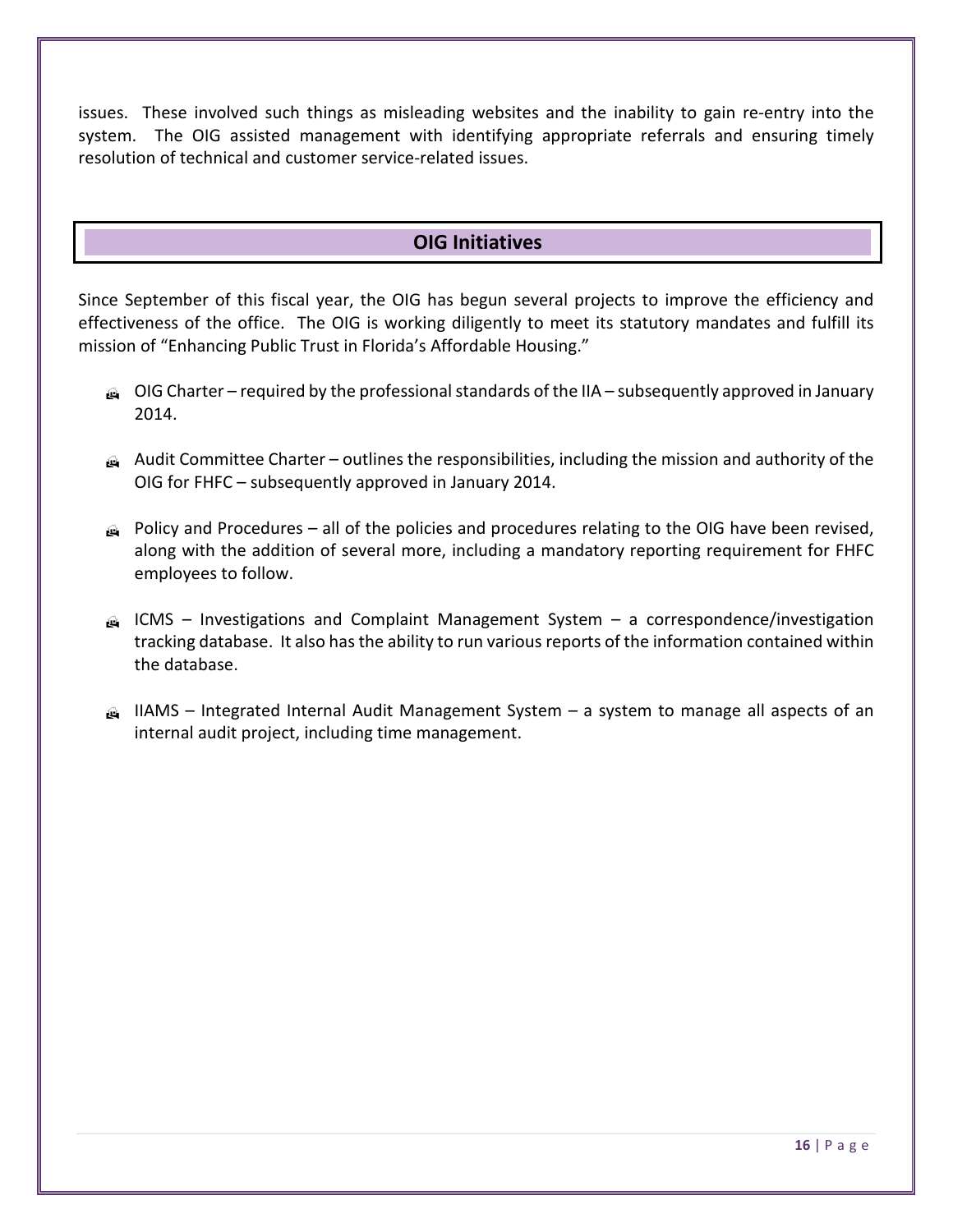issues. These involved such things as misleading websites and the inability to gain re-entry into the system. The OIG assisted management with identifying appropriate referrals and ensuring timely resolution of technical and customer service-related issues.

## OIG Initiatives

Since September of this fiscal year, the OIG has begun several projects to improve the efficiency and effectiveness of the office. The OIG is working diligently to meet its statutory mandates and fulfill its mission of "Enhancing Public Trust in Florida's Affordable Housing."

- OIG Charter – required by the professional standards of the IIA – subsequently approved in January 2014.
- Audit Committee Charter – outlines the responsibilities, including the mission and authority of the OIG for FHFC – subsequently approved in January 2014.
- Policy and Procedures – all of the policies and procedures relating to the OIG have been revised, along with the addition of several more, including a mandatory reporting requirement for FHFC employees to follow.
- ICMS – Investigations and Complaint Management System – a correspondence/investigation tracking database. It also has the ability to run various reports of the information contained within the database.
- IIAMS – Integrated Internal Audit Management System – a system to manage all aspects of an internal audit project, including time management.